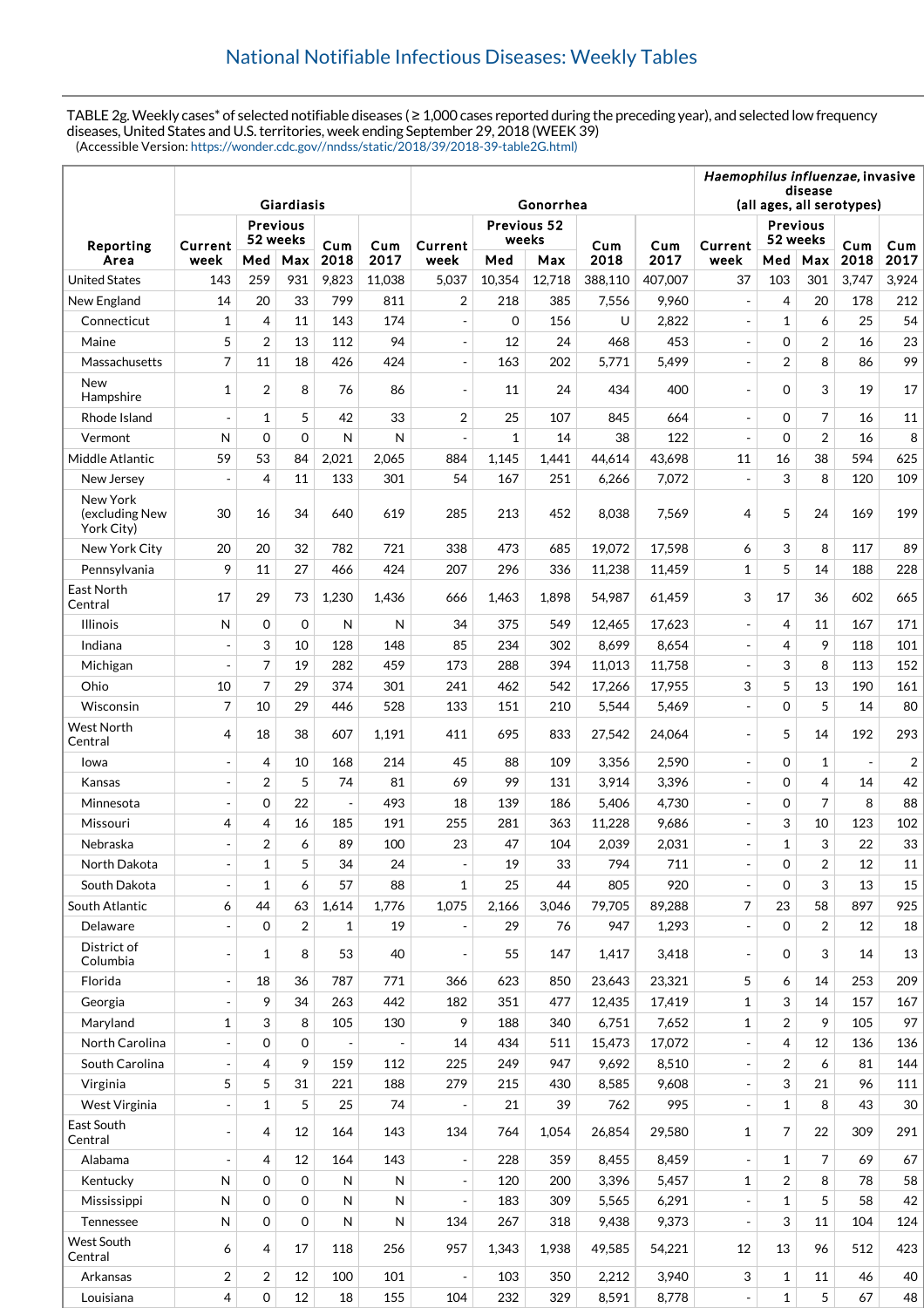## National Notifiable Infectious Diseases: Weekly Tables

TABLE 2g. Weekly cases* of selected notifiable diseases ( ≥ 1,000 cases reported during the preceding year), and selected low frequency diseases, United States and U.S. territories, week ending September 29, 2018 (WEEK 39)
(Accessible Version: https://wonder.cdc.gov//nndss/static/2018/39/2018-39-table2G.html)

| Reporting Area | Giardiasis | | | | | Gonorrhea | | | | | *Haemophilus influenzae*, invasive disease (all ages, all serotypes) | | | | |
|---|---|---|---|---|---|---|---|---|---|---|---|---|---|---|---|
| | Current week | Previous 52 weeks | | Cum 2018 | Cum 2017 | Current week | Previous 52 weeks | | Cum 2018 | Cum 2017 | Current week | Previous 52 weeks | | Cum 2018 | Cum 2017 |
| | | Med | Max | | | | Med | Max | | | | Med | Max | | |
| United States | 143 | 259 | 931 | 9,823 | 11,038 | 5,037 | 10,354 | 12,718 | 388,110 | 407,007 | 37 | 103 | 301 | 3,747 | 3,924 |
| New England | 14 | 20 | 33 | 799 | 811 | 2 | 218 | 385 | 7,556 | 9,960 | - | 4 | 20 | 178 | 212 |
| Connecticut | 1 | 4 | 11 | 143 | 174 | - | 0 | 156 | U | 2,822 | - | 1 | 6 | 25 | 54 |
| Maine | 5 | 2 | 13 | 112 | 94 | - | 12 | 24 | 468 | 453 | - | 0 | 2 | 16 | 23 |
| Massachusetts | 7 | 11 | 18 | 426 | 424 | - | 163 | 202 | 5,771 | 5,499 | - | 2 | 8 | 86 | 99 |
| New Hampshire | 1 | 2 | 8 | 76 | 86 | - | 11 | 24 | 434 | 400 | - | 0 | 3 | 19 | 17 |
| Rhode Island | - | 1 | 5 | 42 | 33 | 2 | 25 | 107 | 845 | 664 | - | 0 | 7 | 16 | 11 |
| Vermont | N | 0 | 0 | N | N | - | 1 | 14 | 38 | 122 | - | 0 | 2 | 16 | 8 |
| Middle Atlantic | 59 | 53 | 84 | 2,021 | 2,065 | 884 | 1,145 | 1,441 | 44,614 | 43,698 | 11 | 16 | 38 | 594 | 625 |
| New Jersey | - | 4 | 11 | 133 | 301 | 54 | 167 | 251 | 6,266 | 7,072 | - | 3 | 8 | 120 | 109 |
| New York (excluding New York City) | 30 | 16 | 34 | 640 | 619 | 285 | 213 | 452 | 8,038 | 7,569 | 4 | 5 | 24 | 169 | 199 |
| New York City | 20 | 20 | 32 | 782 | 721 | 338 | 473 | 685 | 19,072 | 17,598 | 6 | 3 | 8 | 117 | 89 |
| Pennsylvania | 9 | 11 | 27 | 466 | 424 | 207 | 296 | 336 | 11,238 | 11,459 | 1 | 5 | 14 | 188 | 228 |
| East North Central | 17 | 29 | 73 | 1,230 | 1,436 | 666 | 1,463 | 1,898 | 54,987 | 61,459 | 3 | 17 | 36 | 602 | 665 |
| Illinois | N | 0 | 0 | N | N | 34 | 375 | 549 | 12,465 | 17,623 | - | 4 | 11 | 167 | 171 |
| Indiana | - | 3 | 10 | 128 | 148 | 85 | 234 | 302 | 8,699 | 8,654 | - | 4 | 9 | 118 | 101 |
| Michigan | - | 7 | 19 | 282 | 459 | 173 | 288 | 394 | 11,013 | 11,758 | - | 3 | 8 | 113 | 152 |
| Ohio | 10 | 7 | 29 | 374 | 301 | 241 | 462 | 542 | 17,266 | 17,955 | 3 | 5 | 13 | 190 | 161 |
| Wisconsin | 7 | 10 | 29 | 446 | 528 | 133 | 151 | 210 | 5,544 | 5,469 | - | 0 | 5 | 14 | 80 |
| West North Central | 4 | 18 | 38 | 607 | 1,191 | 411 | 695 | 833 | 27,542 | 24,064 | - | 5 | 14 | 192 | 293 |
| Iowa | - | 4 | 10 | 168 | 214 | 45 | 88 | 109 | 3,356 | 2,590 | - | 0 | 1 | - | 2 |
| Kansas | - | 2 | 5 | 74 | 81 | 69 | 99 | 131 | 3,914 | 3,396 | - | 0 | 4 | 14 | 42 |
| Minnesota | - | 0 | 22 | - | 493 | 18 | 139 | 186 | 5,406 | 4,730 | - | 0 | 7 | 8 | 88 |
| Missouri | 4 | 4 | 16 | 185 | 191 | 255 | 281 | 363 | 11,228 | 9,686 | - | 3 | 10 | 123 | 102 |
| Nebraska | - | 2 | 6 | 89 | 100 | 23 | 47 | 104 | 2,039 | 2,031 | - | 1 | 3 | 22 | 33 |
| North Dakota | - | 1 | 5 | 34 | 24 | - | 19 | 33 | 794 | 711 | - | 0 | 2 | 12 | 11 |
| South Dakota | - | 1 | 6 | 57 | 88 | 1 | 25 | 44 | 805 | 920 | - | 0 | 3 | 13 | 15 |
| South Atlantic | 6 | 44 | 63 | 1,614 | 1,776 | 1,075 | 2,166 | 3,046 | 79,705 | 89,288 | 7 | 23 | 58 | 897 | 925 |
| Delaware | - | 0 | 2 | 1 | 19 | - | 29 | 76 | 947 | 1,293 | - | 0 | 2 | 12 | 18 |
| District of Columbia | - | 1 | 8 | 53 | 40 | - | 55 | 147 | 1,417 | 3,418 | - | 0 | 3 | 14 | 13 |
| Florida | - | 18 | 36 | 787 | 771 | 366 | 623 | 850 | 23,643 | 23,321 | 5 | 6 | 14 | 253 | 209 |
| Georgia | - | 9 | 34 | 263 | 442 | 182 | 351 | 477 | 12,435 | 17,419 | 1 | 3 | 14 | 157 | 167 |
| Maryland | 1 | 3 | 8 | 105 | 130 | 9 | 188 | 340 | 6,751 | 7,652 | 1 | 2 | 9 | 105 | 97 |
| North Carolina | - | 0 | 0 | - | - | 14 | 434 | 511 | 15,473 | 17,072 | - | 4 | 12 | 136 | 136 |
| South Carolina | - | 4 | 9 | 159 | 112 | 225 | 249 | 947 | 9,692 | 8,510 | - | 2 | 6 | 81 | 144 |
| Virginia | 5 | 5 | 31 | 221 | 188 | 279 | 215 | 430 | 8,585 | 9,608 | - | 3 | 21 | 96 | 111 |
| West Virginia | - | 1 | 5 | 25 | 74 | - | 21 | 39 | 762 | 995 | - | 1 | 8 | 43 | 30 |
| East South Central | - | 4 | 12 | 164 | 143 | 134 | 764 | 1,054 | 26,854 | 29,580 | 1 | 7 | 22 | 309 | 291 |
| Alabama | - | 4 | 12 | 164 | 143 | - | 228 | 359 | 8,455 | 8,459 | - | 1 | 7 | 69 | 67 |
| Kentucky | N | 0 | 0 | N | N | - | 120 | 200 | 3,396 | 5,457 | 1 | 2 | 8 | 78 | 58 |
| Mississippi | N | 0 | 0 | N | N | - | 183 | 309 | 5,565 | 6,291 | - | 1 | 5 | 58 | 42 |
| Tennessee | N | 0 | 0 | N | N | 134 | 267 | 318 | 9,438 | 9,373 | - | 3 | 11 | 104 | 124 |
| West South Central | 6 | 4 | 17 | 118 | 256 | 957 | 1,343 | 1,938 | 49,585 | 54,221 | 12 | 13 | 96 | 512 | 423 |
| Arkansas | 2 | 2 | 12 | 100 | 101 | - | 103 | 350 | 2,212 | 3,940 | 3 | 1 | 11 | 46 | 40 |
| Louisiana | 4 | 0 | 12 | 18 | 155 | 104 | 232 | 329 | 8,591 | 8,778 | - | 1 | 5 | 67 | 48 |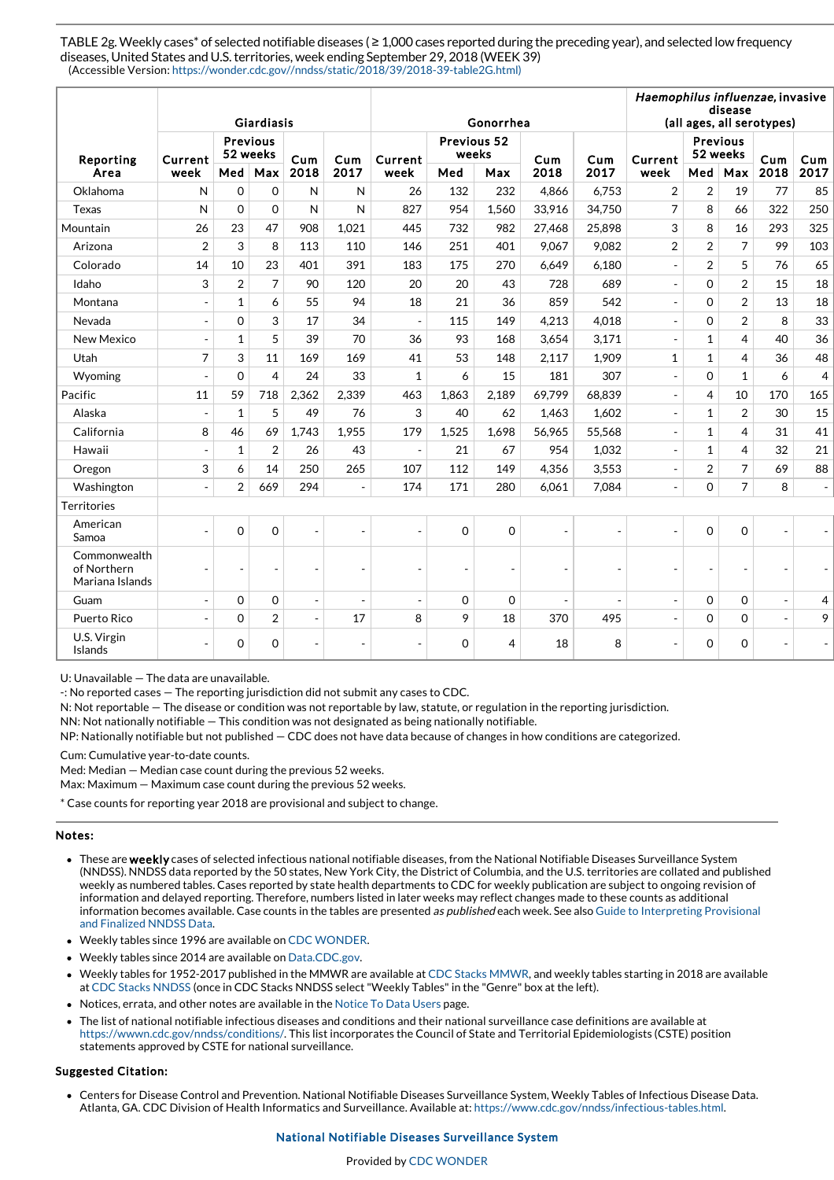TABLE 2g. Weekly cases* of selected notifiable diseases ( ≥ 1,000 cases reported during the preceding year), and selected low frequency diseases, United States and U.S. territories, week ending September 29, 2018 (WEEK 39)
(Accessible Version: https://wonder.cdc.gov//nndss/static/2018/39/2018-39-table2G.html)

| Reporting Area | Giardiasis | | | | | Gonorrhea | | | | | *Haemophilus influenzae*, invasive disease (all ages, all serotypes) | | | | |
|---|---|---|---|---|---|---|---|---|---|---|---|---|---|---|---|
| | Current week | Previous 52 weeks | | Cum 2018 | Cum 2017 | Current week | Previous 52 weeks | | Cum 2018 | Cum 2017 | Current week | Previous 52 weeks | | Cum 2018 | Cum 2017 |
| | | Med | Max | | | | Med | Max | | | | Med | Max | | |
| Oklahoma | N | 0 | 0 | N | N | 26 | 132 | 232 | 4,866 | 6,753 | 2 | 2 | 19 | 77 | 85 |
| Texas | N | 0 | 0 | N | N | 827 | 954 | 1,560 | 33,916 | 34,750 | 7 | 8 | 66 | 322 | 250 |
| Mountain | 26 | 23 | 47 | 908 | 1,021 | 445 | 732 | 982 | 27,468 | 25,898 | 3 | 8 | 16 | 293 | 325 |
| Arizona | 2 | 3 | 8 | 113 | 110 | 146 | 251 | 401 | 9,067 | 9,082 | 2 | 2 | 7 | 99 | 103 |
| Colorado | 14 | 10 | 23 | 401 | 391 | 183 | 175 | 270 | 6,649 | 6,180 | - | 2 | 5 | 76 | 65 |
| Idaho | 3 | 2 | 7 | 90 | 120 | 20 | 20 | 43 | 728 | 689 | - | 0 | 2 | 15 | 18 |
| Montana | - | 1 | 6 | 55 | 94 | 18 | 21 | 36 | 859 | 542 | - | 0 | 2 | 13 | 18 |
| Nevada | - | 0 | 3 | 17 | 34 | - | 115 | 149 | 4,213 | 4,018 | - | 0 | 2 | 8 | 33 |
| New Mexico | - | 1 | 5 | 39 | 70 | 36 | 93 | 168 | 3,654 | 3,171 | - | 1 | 4 | 40 | 36 |
| Utah | 7 | 3 | 11 | 169 | 169 | 41 | 53 | 148 | 2,117 | 1,909 | 1 | 1 | 4 | 36 | 48 |
| Wyoming | - | 0 | 4 | 24 | 33 | 1 | 6 | 15 | 181 | 307 | - | 0 | 1 | 6 | 4 |
| Pacific | 11 | 59 | 718 | 2,362 | 2,339 | 463 | 1,863 | 2,189 | 69,799 | 68,839 | - | 4 | 10 | 170 | 165 |
| Alaska | - | 1 | 5 | 49 | 76 | 3 | 40 | 62 | 1,463 | 1,602 | - | 1 | 2 | 30 | 15 |
| California | 8 | 46 | 69 | 1,743 | 1,955 | 179 | 1,525 | 1,698 | 56,965 | 55,568 | - | 1 | 4 | 31 | 41 |
| Hawaii | - | 1 | 2 | 26 | 43 | - | 21 | 67 | 954 | 1,032 | - | 1 | 4 | 32 | 21 |
| Oregon | 3 | 6 | 14 | 250 | 265 | 107 | 112 | 149 | 4,356 | 3,553 | - | 2 | 7 | 69 | 88 |
| Washington | - | 2 | 669 | 294 | - | 174 | 171 | 280 | 6,061 | 7,084 | - | 0 | 7 | 8 | - |
| Territories | | | | | | | | | | | | | | | |
| American Samoa | - | 0 | 0 | - | - | - | 0 | 0 | - | - | - | 0 | 0 | - | - |
| Commonwealth of Northern Mariana Islands | - | - | - | - | - | - | - | - | - | - | - | - | - | - | - |
| Guam | - | 0 | 0 | - | - | - | 0 | 0 | - | - | - | 0 | 0 | - | 4 |
| Puerto Rico | - | 0 | 2 | - | 17 | 8 | 9 | 18 | 370 | 495 | - | 0 | 0 | - | 9 |
| U.S. Virgin Islands | - | 0 | 0 | - | - | - | 0 | 4 | 18 | 8 | - | 0 | 0 | - | - |

U: Unavailable — The data are unavailable.
-: No reported cases — The reporting jurisdiction did not submit any cases to CDC.
N: Not reportable — The disease or condition was not reportable by law, statute, or regulation in the reporting jurisdiction.
NN: Not nationally notifiable — This condition was not designated as being nationally notifiable.
NP: Nationally notifiable but not published — CDC does not have data because of changes in how conditions are categorized.

Cum: Cumulative year-to-date counts.
Med: Median — Median case count during the previous 52 weeks.
Max: Maximum — Maximum case count during the previous 52 weeks.

* Case counts for reporting year 2018 are provisional and subject to change.

**Notes:**

- These are **weekly** cases of selected infectious national notifiable diseases, from the National Notifiable Diseases Surveillance System (NNDSS). NNDSS data reported by the 50 states, New York City, the District of Columbia, and the U.S. territories are collated and published weekly as numbered tables. Cases reported by state health departments to CDC for weekly publication are subject to ongoing revision of information and delayed reporting. Therefore, numbers listed in later weeks may reflect changes made to these counts as additional information becomes available. Case counts in the tables are presented *as published* each week. See also Guide to Interpreting Provisional and Finalized NNDSS Data.
- Weekly tables since 1996 are available on CDC WONDER.
- Weekly tables since 2014 are available on Data.CDC.gov.
- Weekly tables for 1952-2017 published in the MMWR are available at CDC Stacks MMWR, and weekly tables starting in 2018 are available at CDC Stacks NNDSS (once in CDC Stacks NNDSS select "Weekly Tables" in the "Genre" box at the left).
- Notices, errata, and other notes are available in the Notice To Data Users page.
- The list of national notifiable infectious diseases and conditions and their national surveillance case definitions are available at https://wwwn.cdc.gov/nndss/conditions/. This list incorporates the Council of State and Territorial Epidemiologists (CSTE) position statements approved by CSTE for national surveillance.

**Suggested Citation:**

- Centers for Disease Control and Prevention. National Notifiable Diseases Surveillance System, Weekly Tables of Infectious Disease Data. Atlanta, GA. CDC Division of Health Informatics and Surveillance. Available at: https://www.cdc.gov/nndss/infectious-tables.html.

**National Notifiable Diseases Surveillance System**

Provided by CDC WONDER